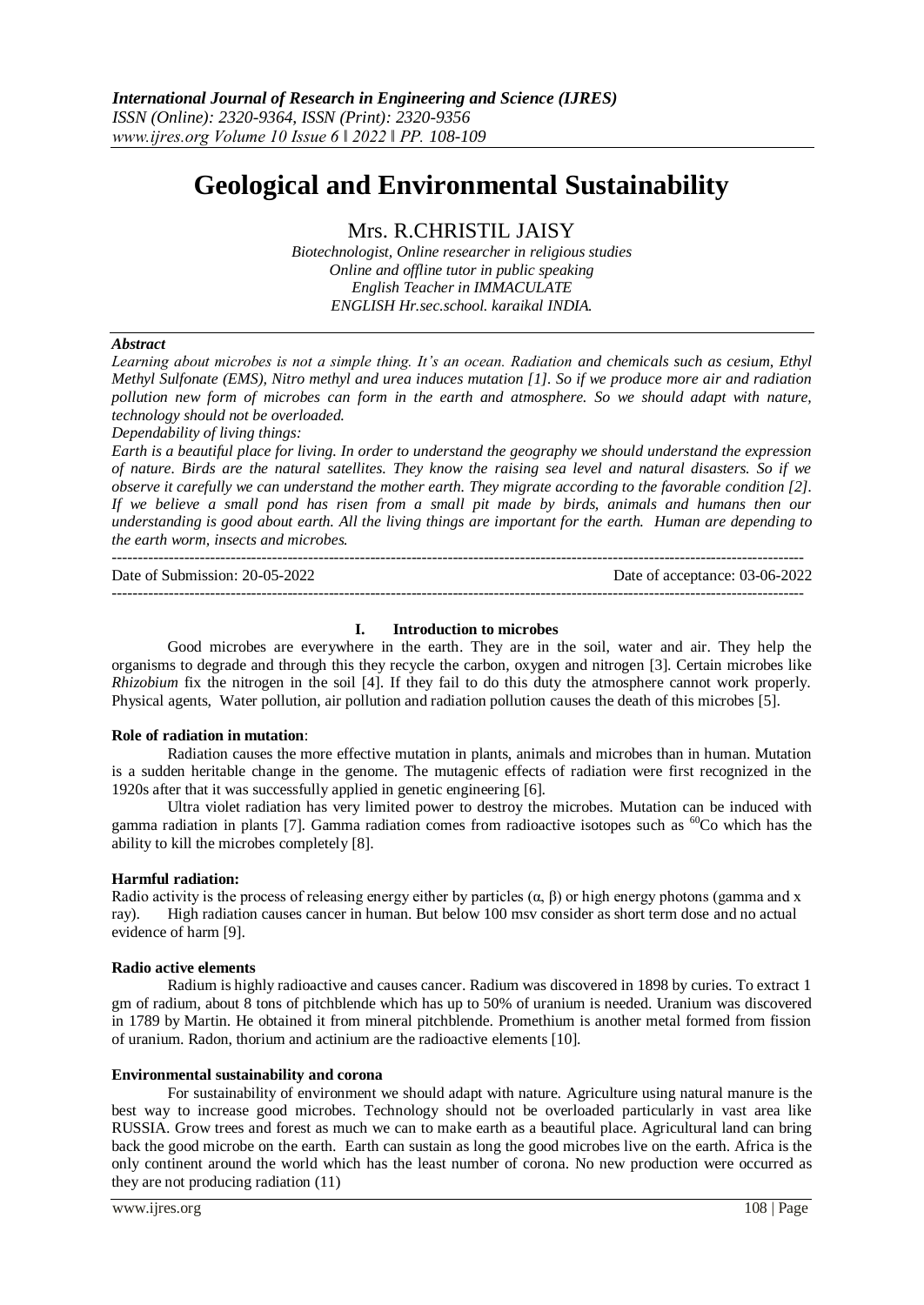# Geological and Environmental Sustainability

Mrs. R.CHRISTIL JAISY

*Biotechnologist, Online researcher in religious studies*
*Online and offline tutor in public speaking*
*English Teacher in IMMACULATE*
*ENGLISH Hr.sec.school. karaikal INDIA.*

***Abstract***

*Learning about microbes is not a simple thing. It's an ocean. Radiation and chemicals such as cesium, Ethyl Methyl Sulfonate (EMS), Nitro methyl and urea induces mutation [1]. So if we produce more air and radiation pollution new form of microbes can form in the earth and atmosphere. So we should adapt with nature, technology should not be overloaded.*

*Dependability of living things:*

*Earth is a beautiful place for living. In order to understand the geography we should understand the expression of nature. Birds are the natural satellites. They know the raising sea level and natural disasters. So if we observe it carefully we can understand the mother earth. They migrate according to the favorable condition [2]. If we believe a small pond has risen from a small pit made by birds, animals and humans then our understanding is good about earth. All the living things are important for the earth. Human are depending to the earth worm, insects and microbes.*

---

Date of Submission: 20-05-2022 Date of acceptance: 03-06-2022

---

## I. Introduction to microbes

Good microbes are everywhere in the earth. They are in the soil, water and air. They help the organisms to degrade and through this they recycle the carbon, oxygen and nitrogen [3]. Certain microbes like *Rhizobium* fix the nitrogen in the soil [4]. If they fail to do this duty the atmosphere cannot work properly. Physical agents, Water pollution, air pollution and radiation pollution causes the death of this microbes [5].

**Role of radiation in mutation**:

Radiation causes the more effective mutation in plants, animals and microbes than in human. Mutation is a sudden heritable change in the genome. The mutagenic effects of radiation were first recognized in the 1920s after that it was successfully applied in genetic engineering [6].

Ultra violet radiation has very limited power to destroy the microbes. Mutation can be induced with gamma radiation in plants [7]. Gamma radiation comes from radioactive isotopes such as $^{60}$Co which has the ability to kill the microbes completely [8].

**Harmful radiation:**

Radio activity is the process of releasing energy either by particles (α, β) or high energy photons (gamma and x ray). High radiation causes cancer in human. But below 100 msv consider as short term dose and no actual evidence of harm [9].

**Radio active elements**

Radium is highly radioactive and causes cancer. Radium was discovered in 1898 by curies. To extract 1 gm of radium, about 8 tons of pitchblende which has up to 50% of uranium is needed. Uranium was discovered in 1789 by Martin. He obtained it from mineral pitchblende. Promethium is another metal formed from fission of uranium. Radon, thorium and actinium are the radioactive elements [10].

**Environmental sustainability and corona**

For sustainability of environment we should adapt with nature. Agriculture using natural manure is the best way to increase good microbes. Technology should not be overloaded particularly in vast area like RUSSIA. Grow trees and forest as much we can to make earth as a beautiful place. Agricultural land can bring back the good microbe on the earth. Earth can sustain as long the good microbes live on the earth. Africa is the only continent around the world which has the least number of corona. No new production were occurred as they are not producing radiation (11)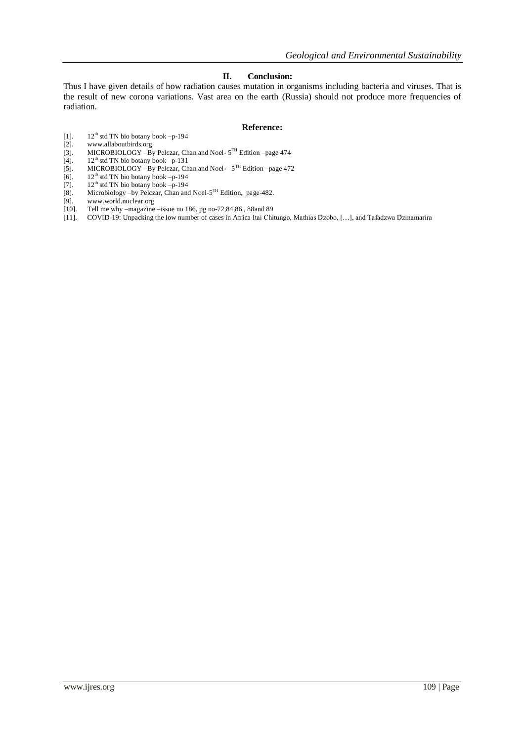## II. Conclusion:

Thus I have given details of how radiation causes mutation in organisms including bacteria and viruses. That is the result of new corona variations. Vast area on the earth (Russia) should not produce more frequencies of radiation.

## Reference:

[1]. $12^{th}$ std TN bio botany book –p-194
[2]. www.allaboutbirds.org
[3]. MICROBIOLOGY –By Pelczar, Chan and Noel- $5^{TH}$ Edition –page 474
[4]. $12^{th}$ std TN bio botany book –p-131
[5]. MICROBIOLOGY –By Pelczar, Chan and Noel- $5^{TH}$ Edition –page 472
[6]. $12^{th}$ std TN bio botany book –p-194
[7]. $12^{th}$ std TN bio botany book –p-194
[8]. Microbiology –by Pelczar, Chan and Noel-$5^{TH}$ Edition, page-482.
[9]. www.world.nuclear.org
[10]. Tell me why –magazine –issue no 186, pg no-72,84,86 , 88and 89
[11]. COVID-19: Unpacking the low number of cases in Africa Itai Chitungo, Mathias Dzobo, […], and Tafadzwa Dzinamarira